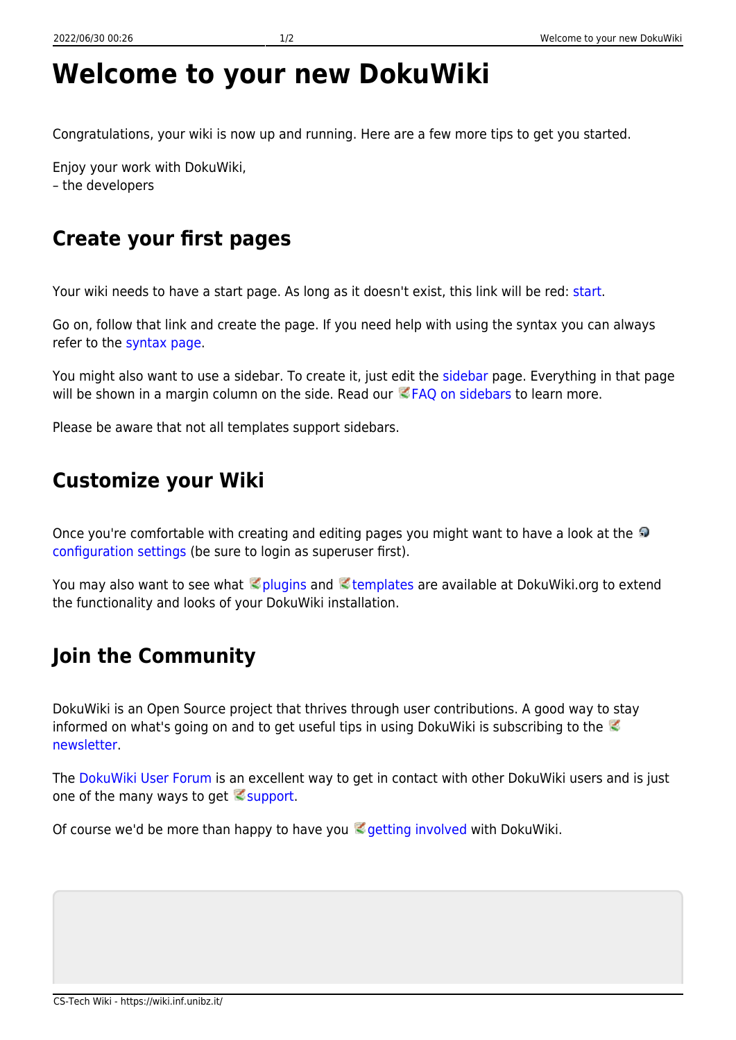# Welcome to your new DokuWiki

Congratulations, your wiki is now up and running. Here are a few more tips to get you started.

Enjoy your work with DokuWiki,
– the developers

## Create your first pages

Your wiki needs to have a start page. As long as it doesn't exist, this link will be red: start.

Go on, follow that link and create the page. If you need help with using the syntax you can always refer to the syntax page.

You might also want to use a sidebar. To create it, just edit the sidebar page. Everything in that page will be shown in a margin column on the side. Read our FAQ on sidebars to learn more.

Please be aware that not all templates support sidebars.

## Customize your Wiki

Once you're comfortable with creating and editing pages you might want to have a look at the configuration settings (be sure to login as superuser first).

You may also want to see what plugins and templates are available at DokuWiki.org to extend the functionality and looks of your DokuWiki installation.

## Join the Community

DokuWiki is an Open Source project that thrives through user contributions. A good way to stay informed on what's going on and to get useful tips in using DokuWiki is subscribing to the newsletter.

The DokuWiki User Forum is an excellent way to get in contact with other DokuWiki users and is just one of the many ways to get support.

Of course we'd be more than happy to have you getting involved with DokuWiki.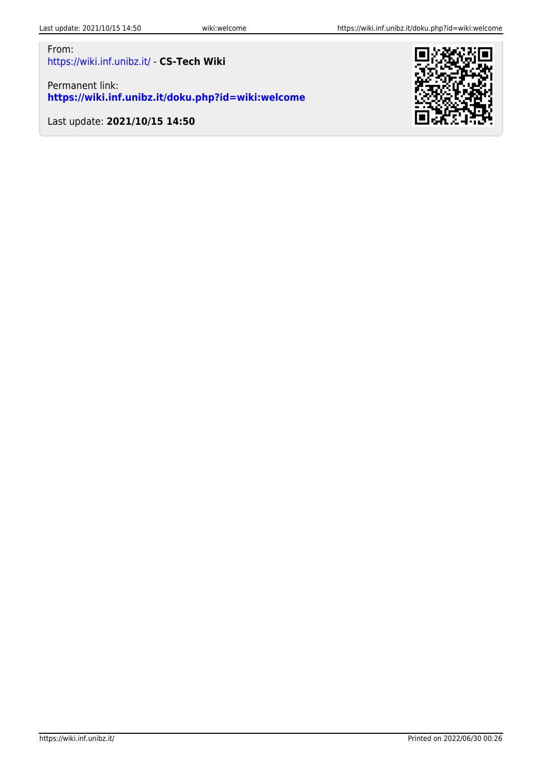From:
https://wiki.inf.unibz.it/ - **CS-Tech Wiki**

Permanent link:
**https://wiki.inf.unibz.it/doku.php?id=wiki:welcome**

Last update: **2021/10/15 14:50**